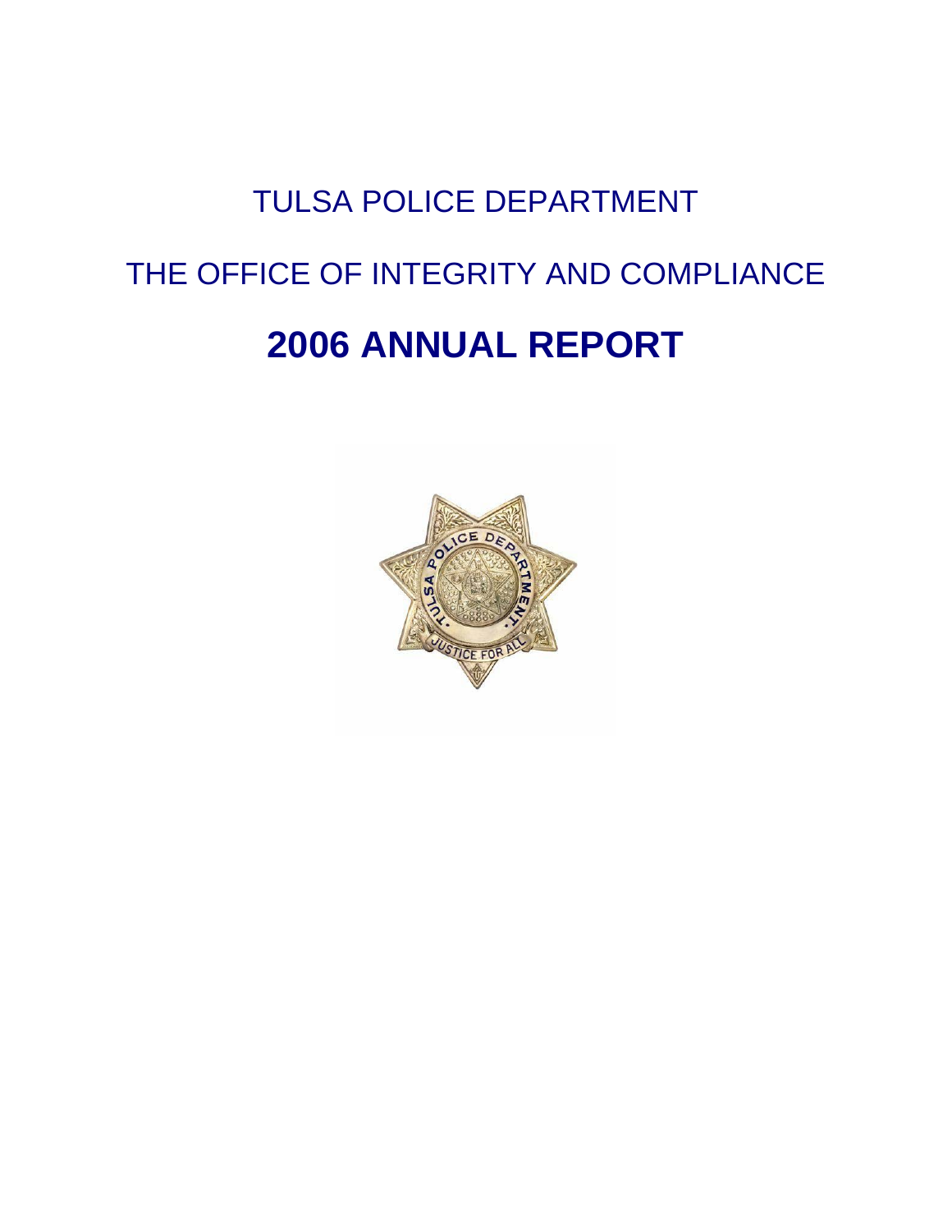TULSA POLICE DEPARTMENT

THE OFFICE OF INTEGRITY AND COMPLIANCE

# 2006 ANNUAL REPORT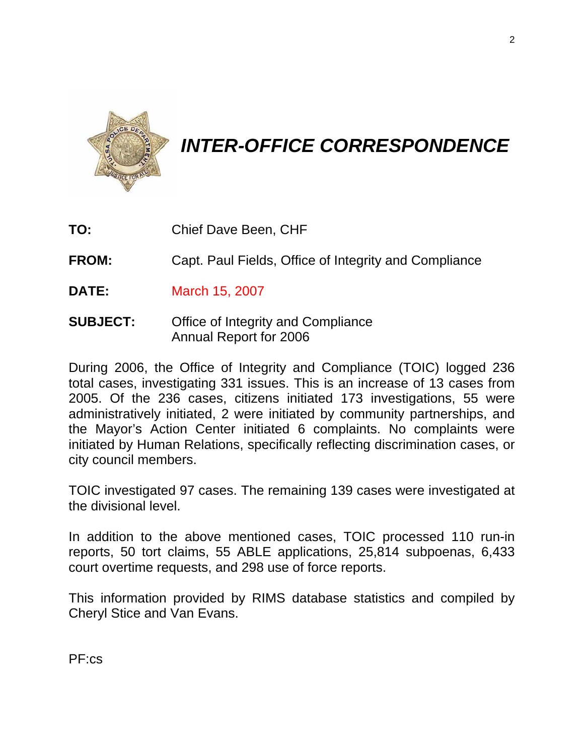# *INTER-OFFICE CORRESPONDENCE*

**TO:** Chief Dave Been, CHF

**FROM:** Capt. Paul Fields, Office of Integrity and Compliance

**DATE:** March 15, 2007

**SUBJECT:** Office of Integrity and Compliance Annual Report for 2006

During 2006, the Office of Integrity and Compliance (TOIC) logged 236 total cases, investigating 331 issues. This is an increase of 13 cases from 2005. Of the 236 cases, citizens initiated 173 investigations, 55 were administratively initiated, 2 were initiated by community partnerships, and the Mayor's Action Center initiated 6 complaints. No complaints were initiated by Human Relations, specifically reflecting discrimination cases, or city council members.

TOIC investigated 97 cases. The remaining 139 cases were investigated at the divisional level.

In addition to the above mentioned cases, TOIC processed 110 run-in reports, 50 tort claims, 55 ABLE applications, 25,814 subpoenas, 6,433 court overtime requests, and 298 use of force reports.

This information provided by RIMS database statistics and compiled by Cheryl Stice and Van Evans.

PF:cs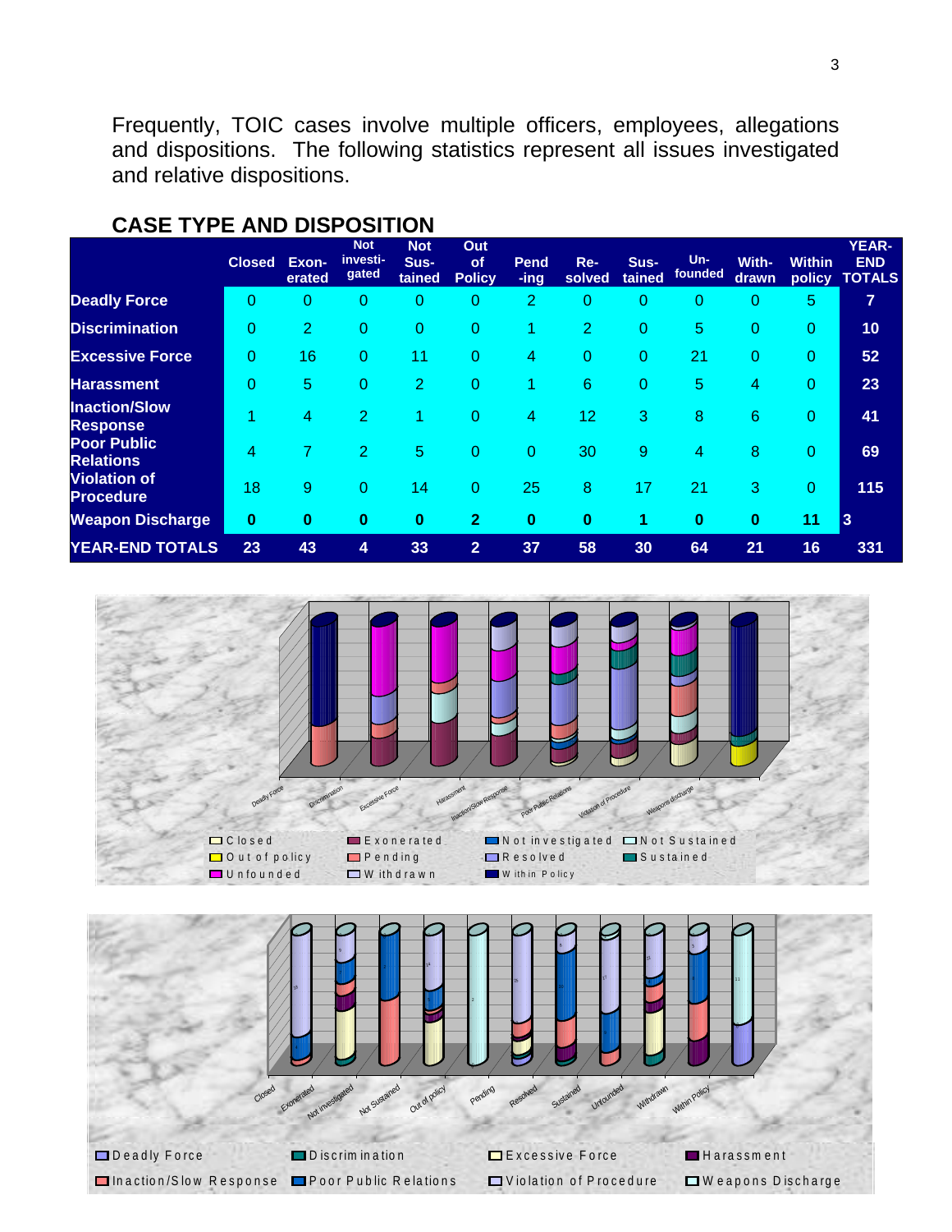Frequently, TOIC cases involve multiple officers, employees, allegations and dispositions. The following statistics represent all issues investigated and relative dispositions.

## CASE TYPE AND DISPOSITION

| | Closed | Exon-erated | Not investi-gated | Not Sus-tained | Out of Policy | Pend-ing | Re-solved | Sus-tained | Un-founded | With-drawn | Within policy | YEAR-END TOTALS |
|---|---|---|---|---|---|---|---|---|---|---|---|---|
| **Deadly Force** | 0 | 0 | 0 | 0 | 0 | 2 | 0 | 0 | 0 | 0 | 5 | **7** |
| **Discrimination** | 0 | 2 | 0 | 0 | 0 | 1 | 2 | 0 | 5 | 0 | 0 | **10** |
| **Excessive Force** | 0 | 16 | 0 | 11 | 0 | 4 | 0 | 0 | 21 | 0 | 0 | **52** |
| **Harassment** | 0 | 5 | 0 | 2 | 0 | 1 | 6 | 0 | 5 | 4 | 0 | **23** |
| **Inaction/Slow Response** | 1 | 4 | 2 | 1 | 0 | 4 | 12 | 3 | 8 | 6 | 0 | **41** |
| **Poor Public Relations** | 4 | 7 | 2 | 5 | 0 | 0 | 30 | 9 | 4 | 8 | 0 | **69** |
| **Violation of Procedure** | 18 | 9 | 0 | 14 | 0 | 25 | 8 | 17 | 21 | 3 | 0 | **115** |
| **Weapon Discharge** | **0** | **0** | **0** | **0** | **2** | **0** | **0** | **1** | **0** | **0** | **11** | **3** |
| **YEAR-END TOTALS** | **23** | **43** | **4** | **33** | **2** | **37** | **58** | **30** | **64** | **21** | **16** | **331** |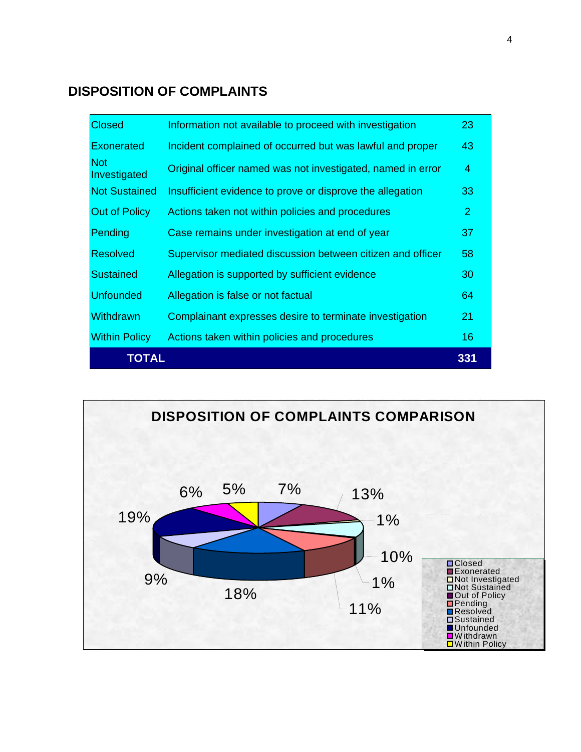## DISPOSITION OF COMPLAINTS

| | | |
|---|---|---|
| Closed | Information not available to proceed with investigation | 23 |
| Exonerated | Incident complained of occurred but was lawful and proper | 43 |
| Not Investigated | Original officer named was not investigated, named in error | 4 |
| Not Sustained | Insufficient evidence to prove or disprove the allegation | 33 |
| Out of Policy | Actions taken not within policies and procedures | 2 |
| Pending | Case remains under investigation at end of year | 37 |
| Resolved | Supervisor mediated discussion between citizen and officer | 58 |
| Sustained | Allegation is supported by sufficient evidence | 30 |
| Unfounded | Allegation is false or not factual | 64 |
| Withdrawn | Complainant expresses desire to terminate investigation | 21 |
| Within Policy | Actions taken within policies and procedures | 16 |
| **TOTAL** | | **331** |

**DISPOSITION OF COMPLAINTS COMPARISON**

| Disposition | Percent |
|---|---|
| Closed | 7% |
| Exonerated | 13% |
| Not Investigated | 1% |
| Not Sustained | 10% |
| Out of Policy | 1% |
| Pending | 11% |
| Resolved | 18% |
| Sustained | 9% |
| Unfounded | 19% |
| Withdrawn | 6% |
| Within Policy | 5% |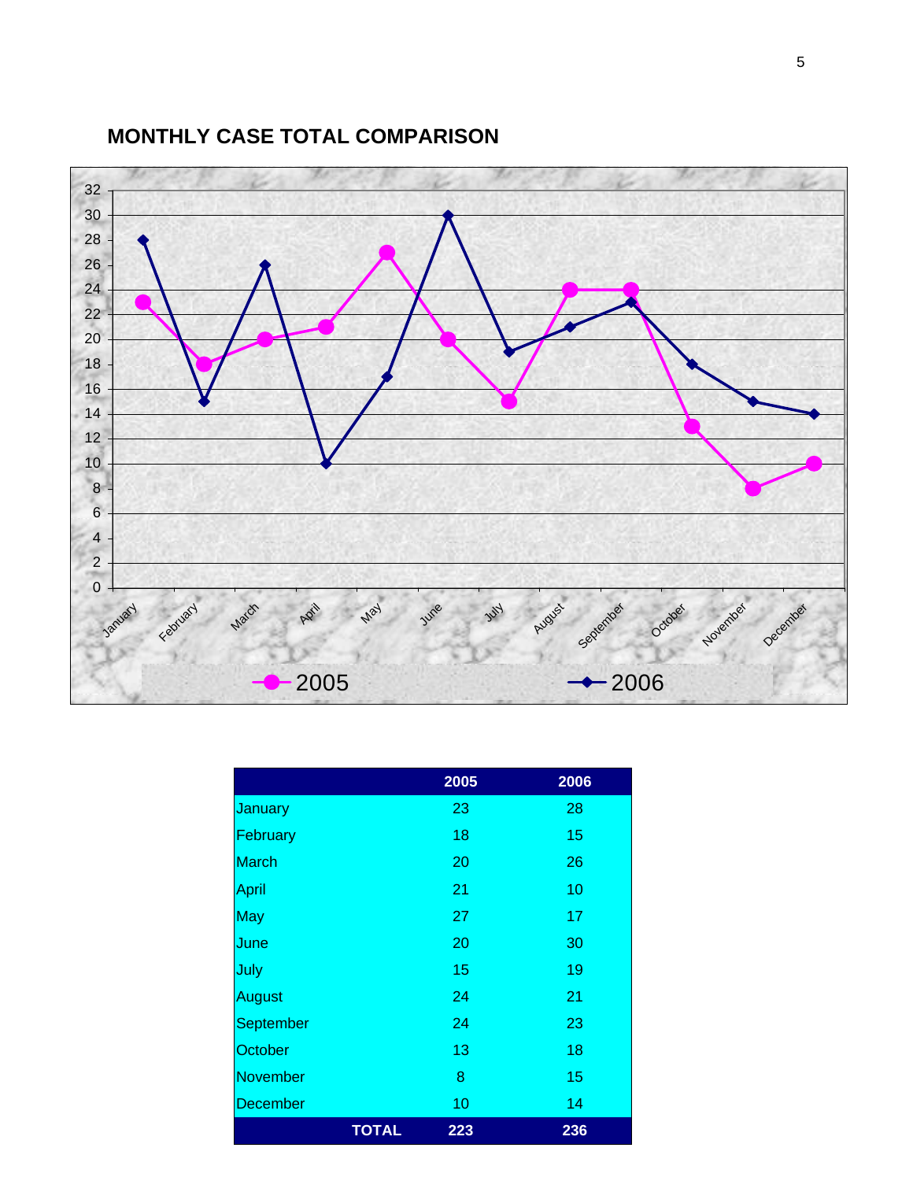## MONTHLY CASE TOTAL COMPARISON

| | 2005 | 2006 |
|---|---|---|
| January | 23 | 28 |
| February | 18 | 15 |
| March | 20 | 26 |
| April | 21 | 10 |
| May | 27 | 17 |
| June | 20 | 30 |
| July | 15 | 19 |
| August | 24 | 21 |
| September | 24 | 23 |
| October | 13 | 18 |
| November | 8 | 15 |
| December | 10 | 14 |
| **TOTAL** | **223** | **236** |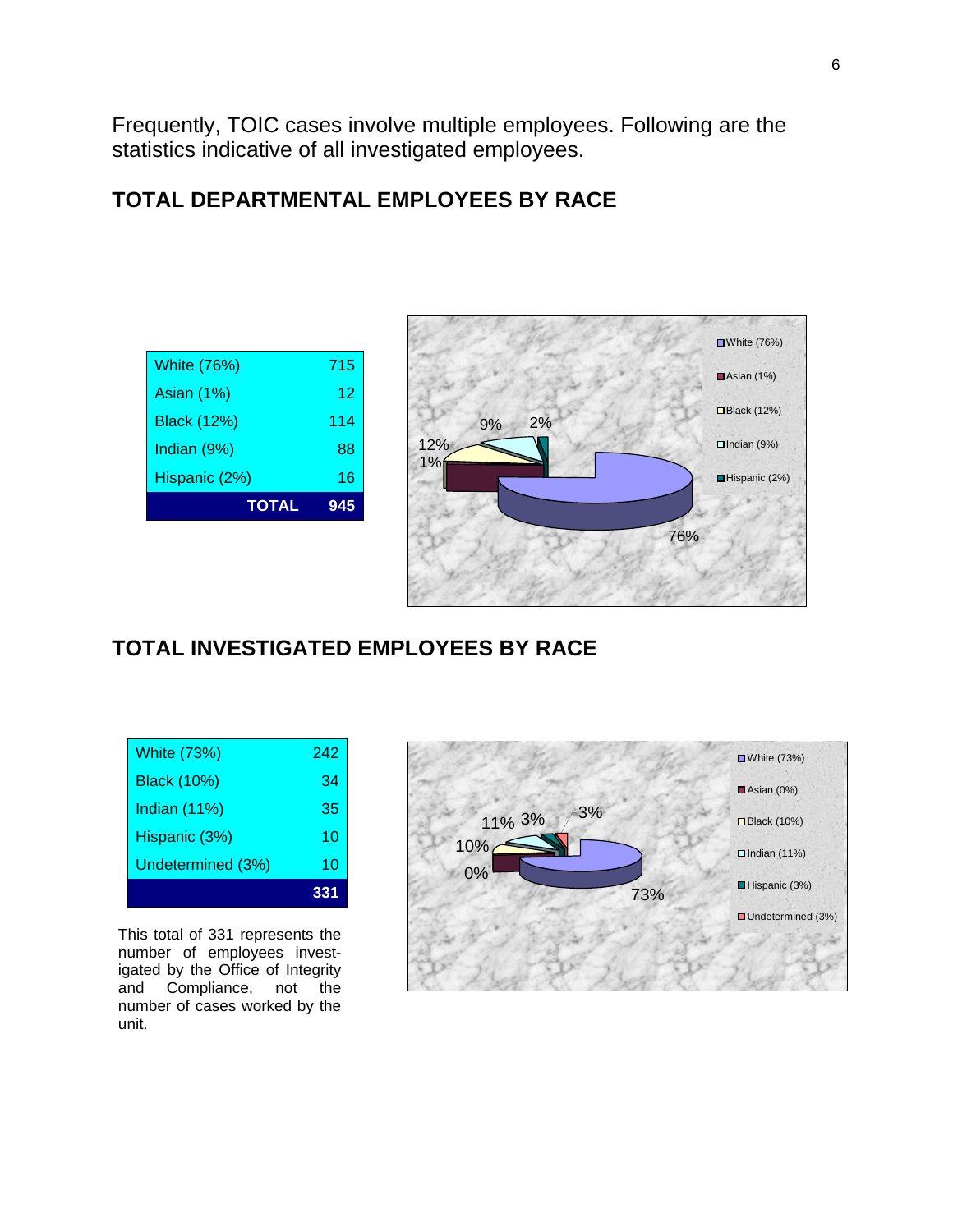Frequently, TOIC cases involve multiple employees. Following are the statistics indicative of all investigated employees.

## TOTAL DEPARTMENTAL EMPLOYEES BY RACE

| | |
|---|---|
| White (76%) | 715 |
| Asian (1%) | 12 |
| Black (12%) | 114 |
| Indian (9%) | 88 |
| Hispanic (2%) | 16 |
| **TOTAL** | **945** |

## TOTAL INVESTIGATED EMPLOYEES BY RACE

| | |
|---|---|
| White (73%) | 242 |
| Black (10%) | 34 |
| Indian (11%) | 35 |
| Hispanic (3%) | 10 |
| Undetermined (3%) | 10 |
| | **331** |

This total of 331 represents the number of employees investigated by the Office of Integrity and Compliance, not the number of cases worked by the unit.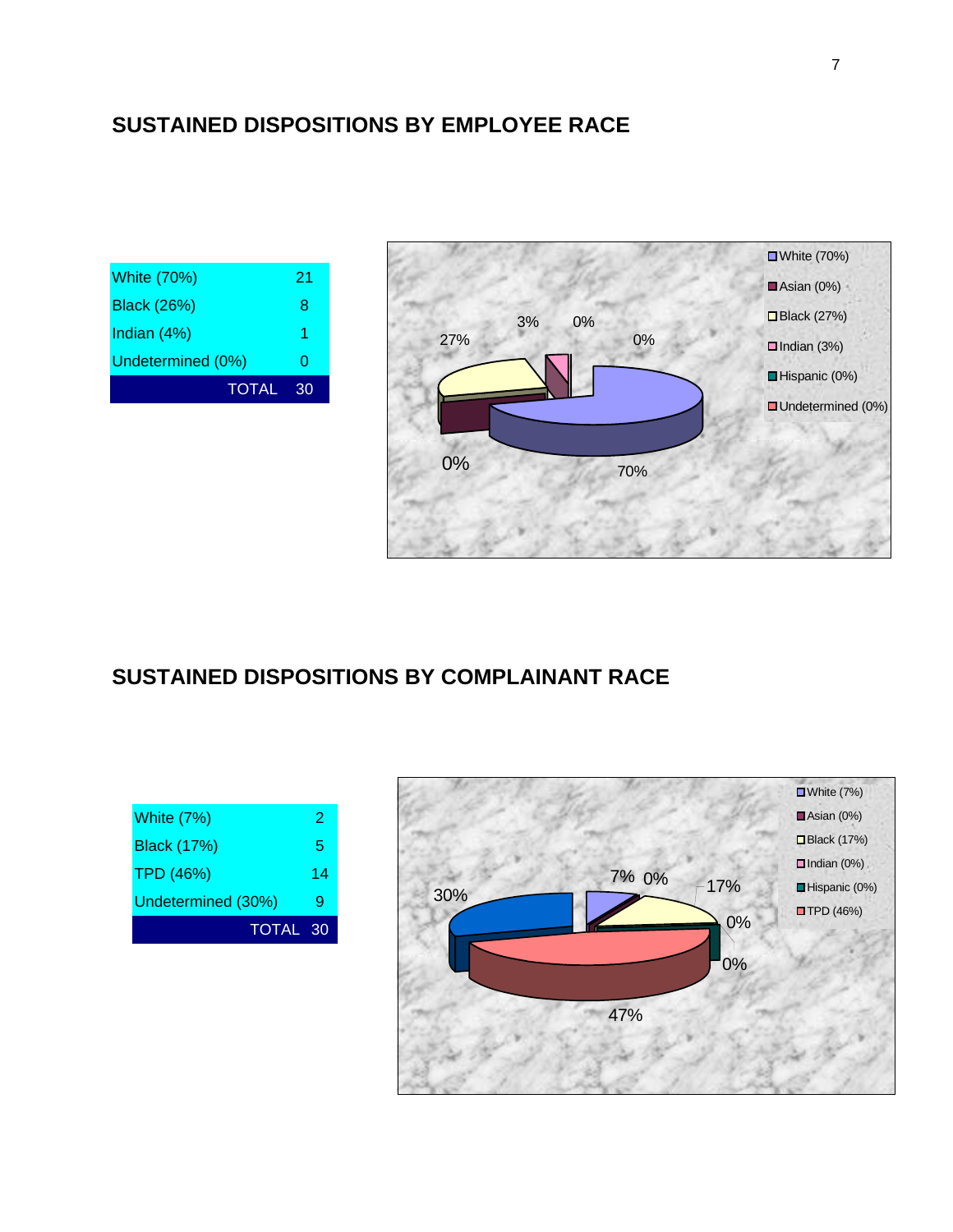## SUSTAINED DISPOSITIONS BY EMPLOYEE RACE

| Race | Count |
|---|---|
| White (70%) | 21 |
| Black (26%) | 8 |
| Indian (4%) | 1 |
| Undetermined (0%) | 0 |
| TOTAL | 30 |

## SUSTAINED DISPOSITIONS BY COMPLAINANT RACE

| Race | Count |
|---|---|
| White (7%) | 2 |
| Black (17%) | 5 |
| TPD (46%) | 14 |
| Undetermined (30%) | 9 |
| TOTAL | 30 |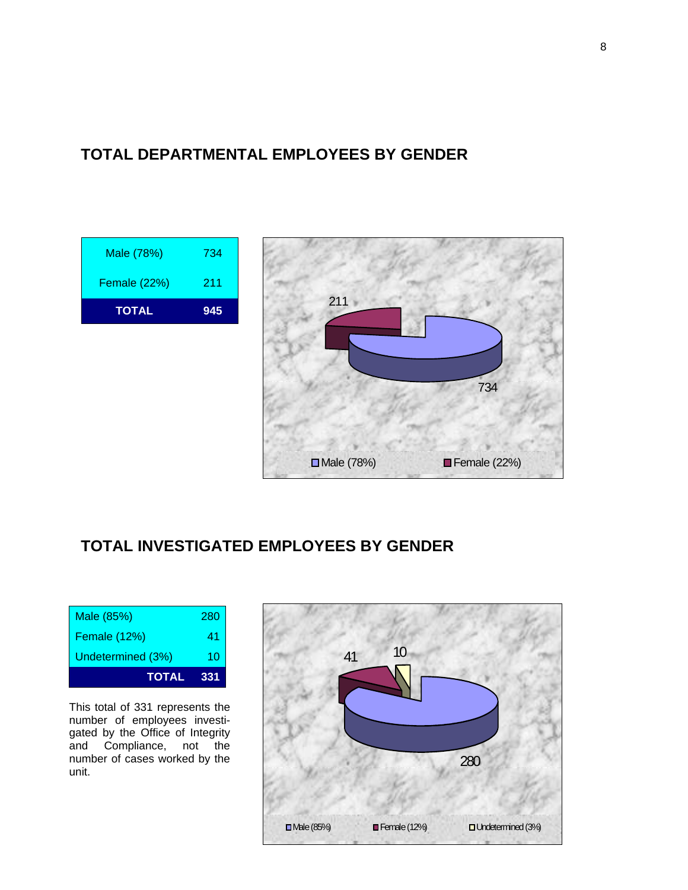## TOTAL DEPARTMENTAL EMPLOYEES BY GENDER

| Gender | Count |
|---|---|
| Male (78%) | 734 |
| Female (22%) | 211 |
| **TOTAL** | **945** |

## TOTAL INVESTIGATED EMPLOYEES BY GENDER

| Gender | Count |
|---|---|
| Male (85%) | 280 |
| Female (12%) | 41 |
| Undetermined (3%) | 10 |
| **TOTAL** | **331** |

This total of 331 represents the number of employees investigated by the Office of Integrity and Compliance, not the number of cases worked by the unit.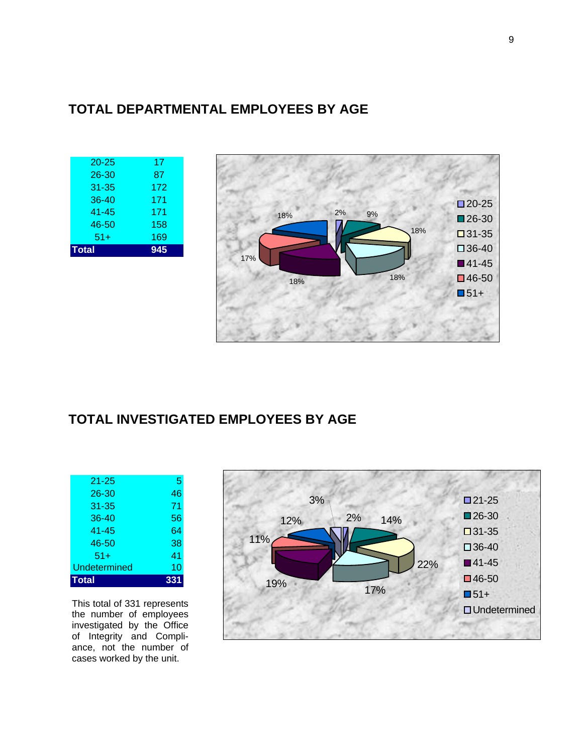## TOTAL DEPARTMENTAL EMPLOYEES BY AGE

| Age | Count |
|---|---|
| 20-25 | 17 |
| 26-30 | 87 |
| 31-35 | 172 |
| 36-40 | 171 |
| 41-45 | 171 |
| 46-50 | 158 |
| 51+ | 169 |
| **Total** | **945** |

## TOTAL INVESTIGATED EMPLOYEES BY AGE

| Age | Count |
|---|---|
| 21-25 | 5 |
| 26-30 | 46 |
| 31-35 | 71 |
| 36-40 | 56 |
| 41-45 | 64 |
| 46-50 | 38 |
| 51+ | 41 |
| Undetermined | 10 |
| **Total** | **331** |

This total of 331 represents the number of employees investigated by the Office of Integrity and Compliance, not the number of cases worked by the unit.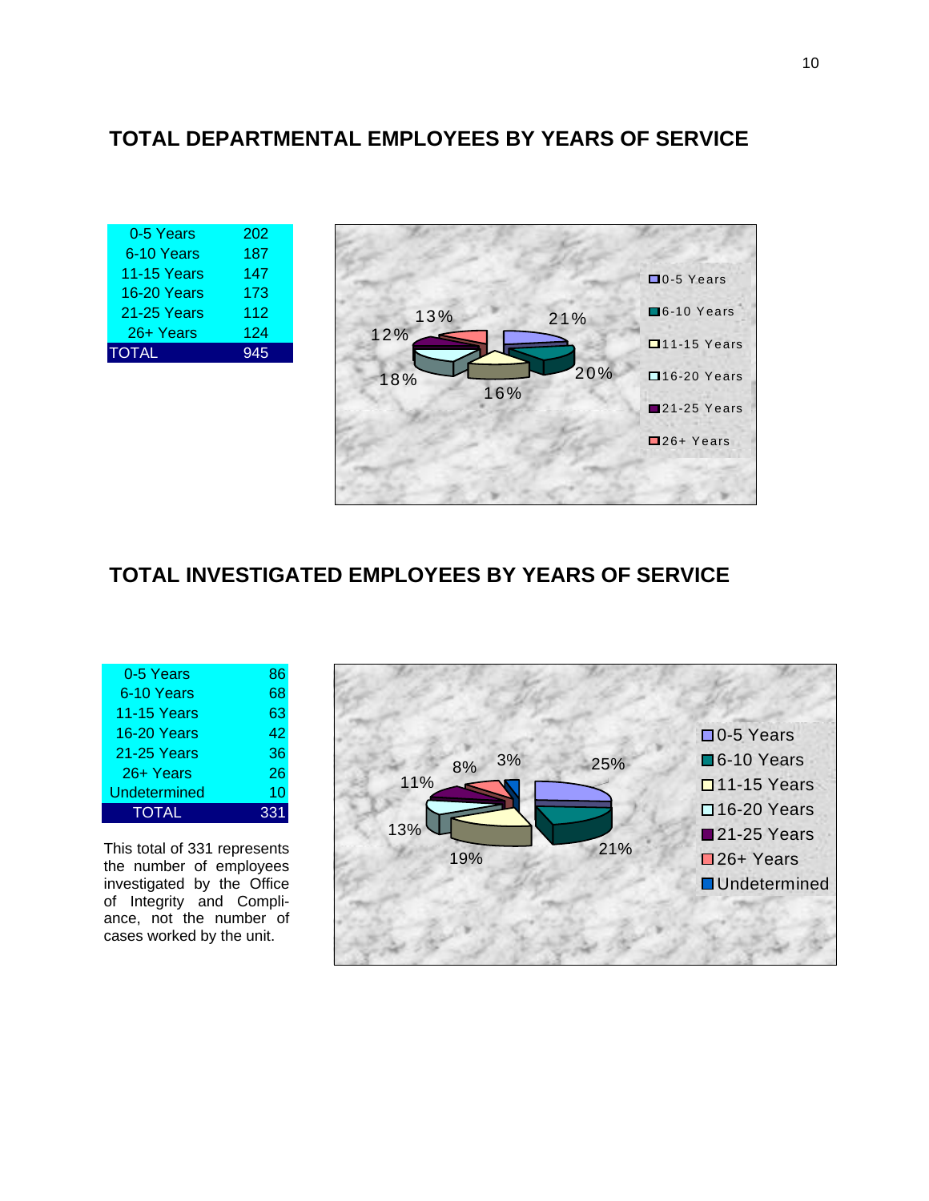## TOTAL DEPARTMENTAL EMPLOYEES BY YEARS OF SERVICE

| Years of Service | Employees |
|---|---|
| 0-5 Years | 202 |
| 6-10 Years | 187 |
| 11-15 Years | 147 |
| 16-20 Years | 173 |
| 21-25 Years | 112 |
| 26+ Years | 124 |
| TOTAL | 945 |

| Years of Service | Percentage |
|---|---|
| 0-5 Years | 21% |
| 6-10 Years | 20% |
| 11-15 Years | 16% |
| 16-20 Years | 18% |
| 21-25 Years | 12% |
| 26+ Years | 13% |

## TOTAL INVESTIGATED EMPLOYEES BY YEARS OF SERVICE

| Years of Service | Employees |
|---|---|
| 0-5 Years | 86 |
| 6-10 Years | 68 |
| 11-15 Years | 63 |
| 16-20 Years | 42 |
| 21-25 Years | 36 |
| 26+ Years | 26 |
| Undetermined | 10 |
| TOTAL | 331 |

This total of 331 represents the number of employees investigated by the Office of Integrity and Compliance, not the number of cases worked by the unit.

| Years of Service | Percentage |
|---|---|
| 0-5 Years | 25% |
| 6-10 Years | 21% |
| 11-15 Years | 19% |
| 16-20 Years | 13% |
| 21-25 Years | 11% |
| 26+ Years | 8% |
| Undetermined | 3% |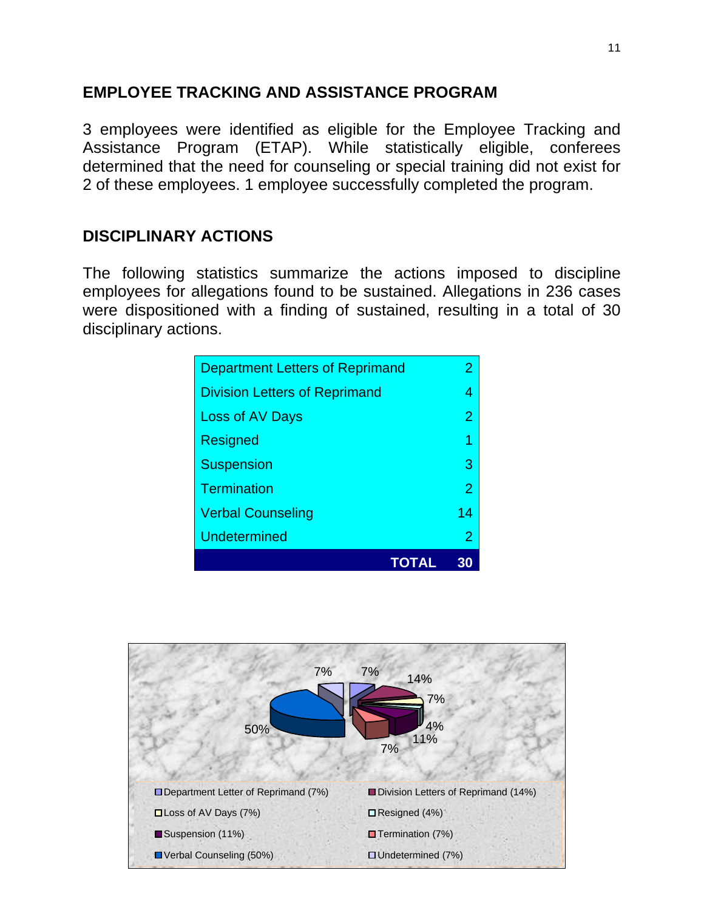## EMPLOYEE TRACKING AND ASSISTANCE PROGRAM

3 employees were identified as eligible for the Employee Tracking and Assistance Program (ETAP). While statistically eligible, conferees determined that the need for counseling or special training did not exist for 2 of these employees. 1 employee successfully completed the program.

## DISCIPLINARY ACTIONS

The following statistics summarize the actions imposed to discipline employees for allegations found to be sustained. Allegations in 236 cases were dispositioned with a finding of sustained, resulting in a total of 30 disciplinary actions.

| Action | Count |
|---|---|
| Department Letters of Reprimand | 2 |
| Division Letters of Reprimand | 4 |
| Loss of AV Days | 2 |
| Resigned | 1 |
| Suspension | 3 |
| Termination | 2 |
| Verbal Counseling | 14 |
| Undetermined | 2 |
| **TOTAL** | **30** |

- Department Letter of Reprimand (7%)
- Division Letters of Reprimand (14%)
- Loss of AV Days (7%)
- Resigned (4%)
- Suspension (11%)
- Termination (7%)
- Verbal Counseling (50%)
- Undetermined (7%)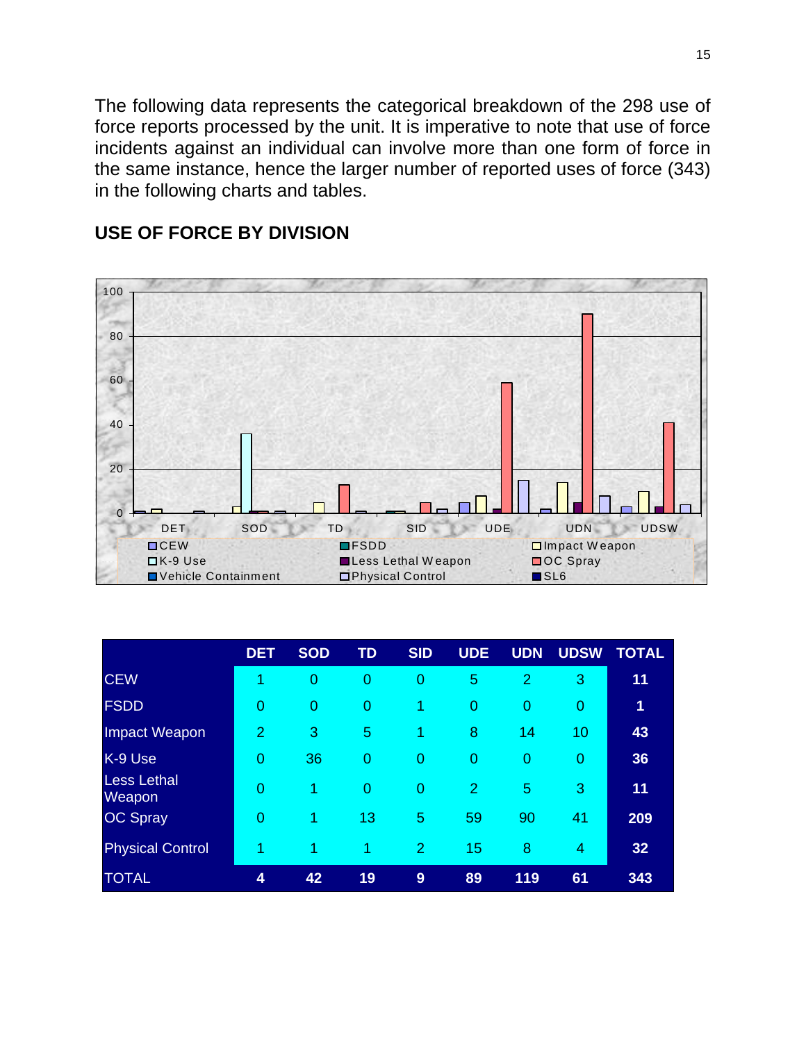The following data represents the categorical breakdown of the 298 use of force reports processed by the unit. It is imperative to note that use of force incidents against an individual can involve more than one form of force in the same instance, hence the larger number of reported uses of force (343) in the following charts and tables.

## USE OF FORCE BY DIVISION

| | DET | SOD | TD | SID | UDE | UDN | UDSW | TOTAL |
|---|---|---|---|---|---|---|---|---|
| CEW | 1 | 0 | 0 | 0 | 5 | 2 | 3 | **11** |
| FSDD | 0 | 0 | 0 | 1 | 0 | 0 | 0 | **1** |
| Impact Weapon | 2 | 3 | 5 | 1 | 8 | 14 | 10 | **43** |
| K-9 Use | 0 | 36 | 0 | 0 | 0 | 0 | 0 | **36** |
| Less Lethal Weapon | 0 | 1 | 0 | 0 | 2 | 5 | 3 | **11** |
| OC Spray | 0 | 1 | 13 | 5 | 59 | 90 | 41 | **209** |
| Physical Control | 1 | 1 | 1 | 2 | 15 | 8 | 4 | **32** |
| TOTAL | **4** | **42** | **19** | **9** | **89** | **119** | **61** | **343** |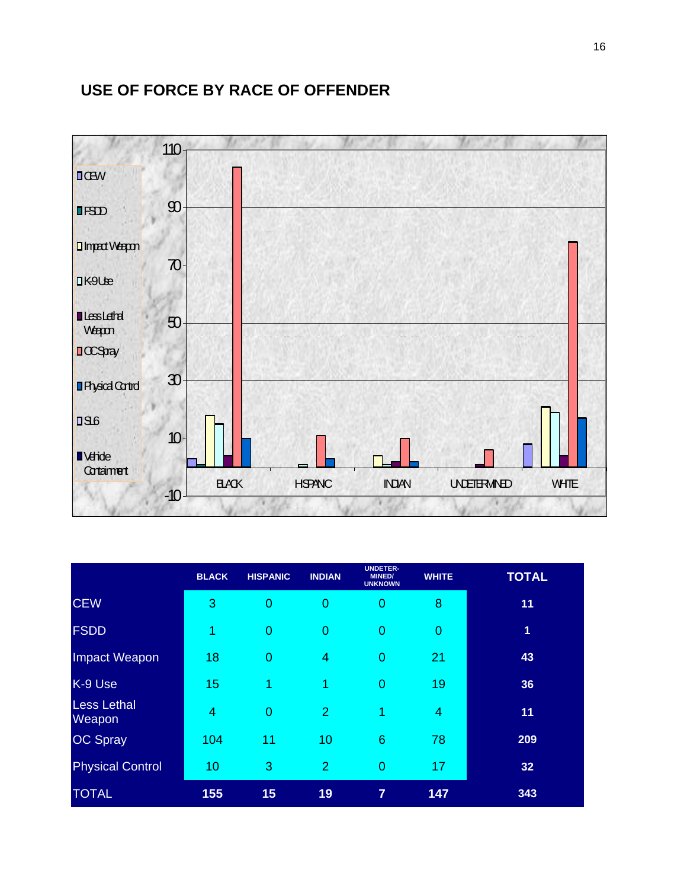## USE OF FORCE BY RACE OF OFFENDER

| | BLACK | HISPANIC | INDIAN | UNDETER-MINED/ UNKNOWN | WHITE | TOTAL |
|---|---|---|---|---|---|---|
| CEW | 3 | 0 | 0 | 0 | 8 | 11 |
| FSDD | 1 | 0 | 0 | 0 | 0 | 1 |
| Impact Weapon | 18 | 0 | 4 | 0 | 21 | 43 |
| K-9 Use | 15 | 1 | 1 | 0 | 19 | 36 |
| Less Lethal Weapon | 4 | 0 | 2 | 1 | 4 | 11 |
| OC Spray | 104 | 11 | 10 | 6 | 78 | 209 |
| Physical Control | 10 | 3 | 2 | 0 | 17 | 32 |
| TOTAL | 155 | 15 | 19 | 7 | 147 | 343 |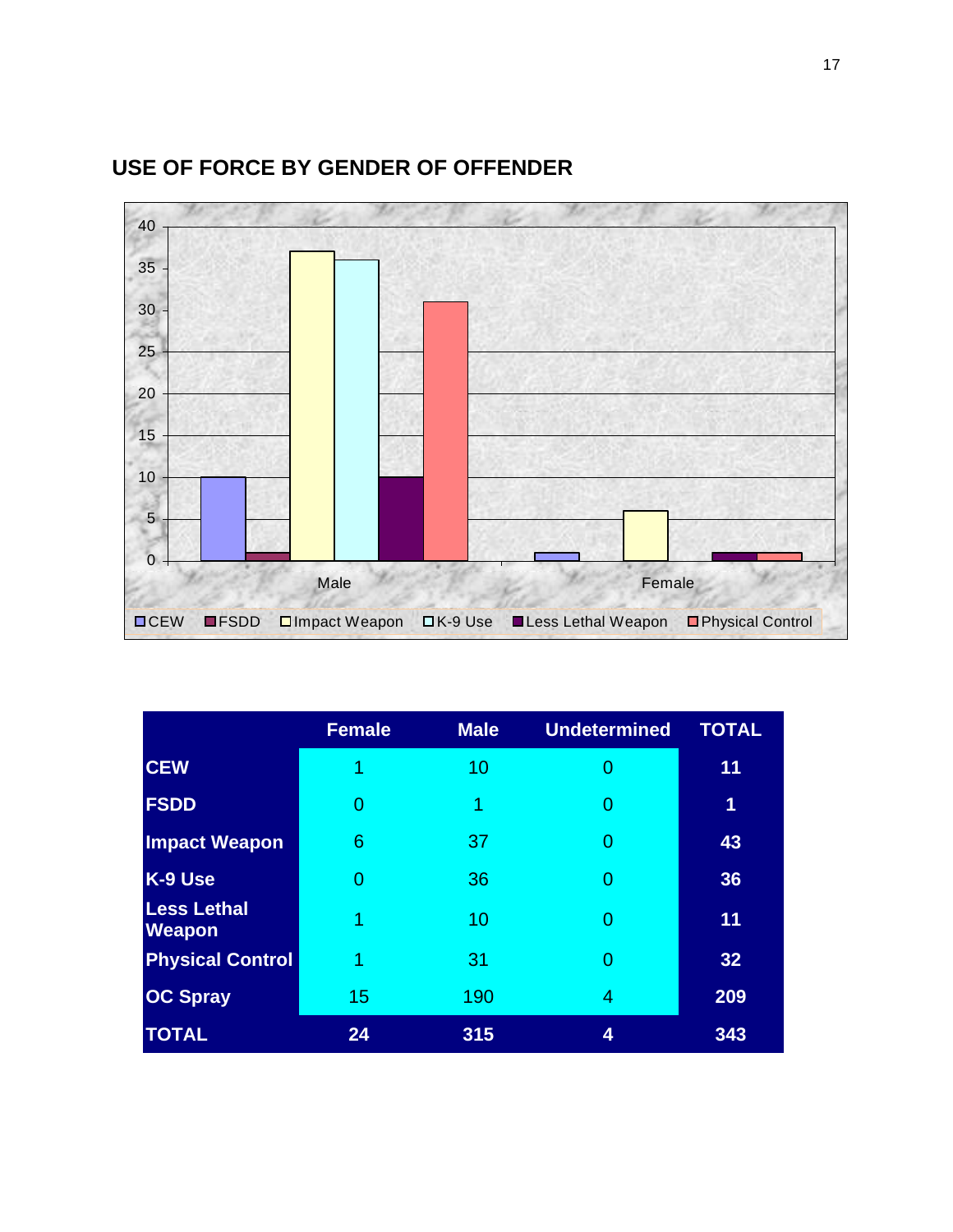## USE OF FORCE BY GENDER OF OFFENDER

| | Female | Male | Undetermined | TOTAL |
|---|---|---|---|---|
| **CEW** | 1 | 10 | 0 | **11** |
| **FSDD** | 0 | 1 | 0 | **1** |
| **Impact Weapon** | 6 | 37 | 0 | **43** |
| **K-9 Use** | 0 | 36 | 0 | **36** |
| **Less Lethal Weapon** | 1 | 10 | 0 | **11** |
| **Physical Control** | 1 | 31 | 0 | **32** |
| **OC Spray** | 15 | 190 | 4 | **209** |
| **TOTAL** | **24** | **315** | **4** | **343** |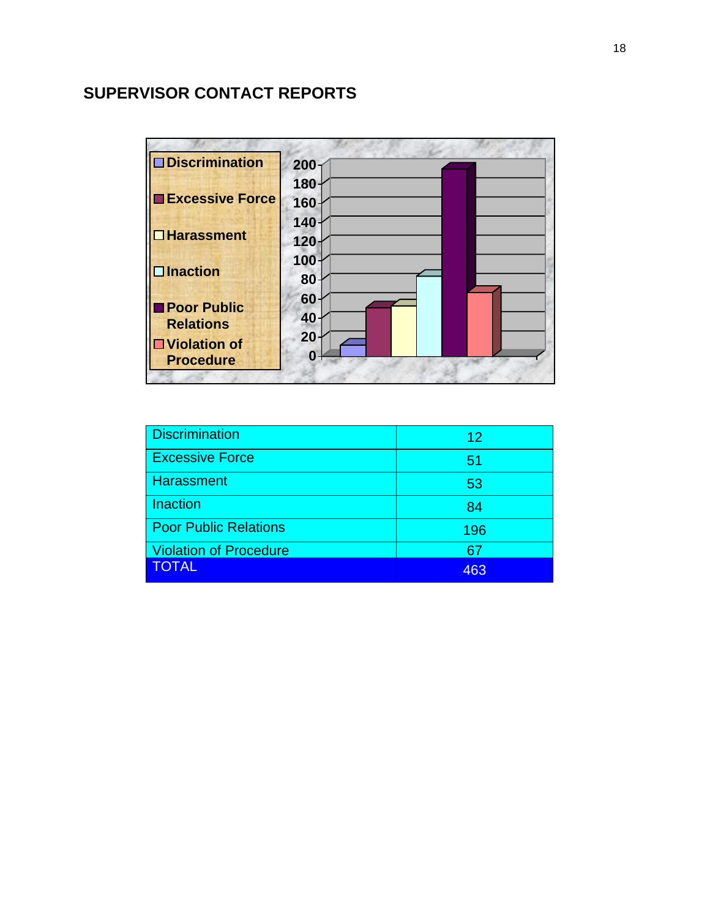## SUPERVISOR CONTACT REPORTS

| Discrimination | 12 |
|---|---|
| Excessive Force | 51 |
| Harassment | 53 |
| Inaction | 84 |
| Poor Public Relations | 196 |
| Violation of Procedure | 67 |
| TOTAL | 463 |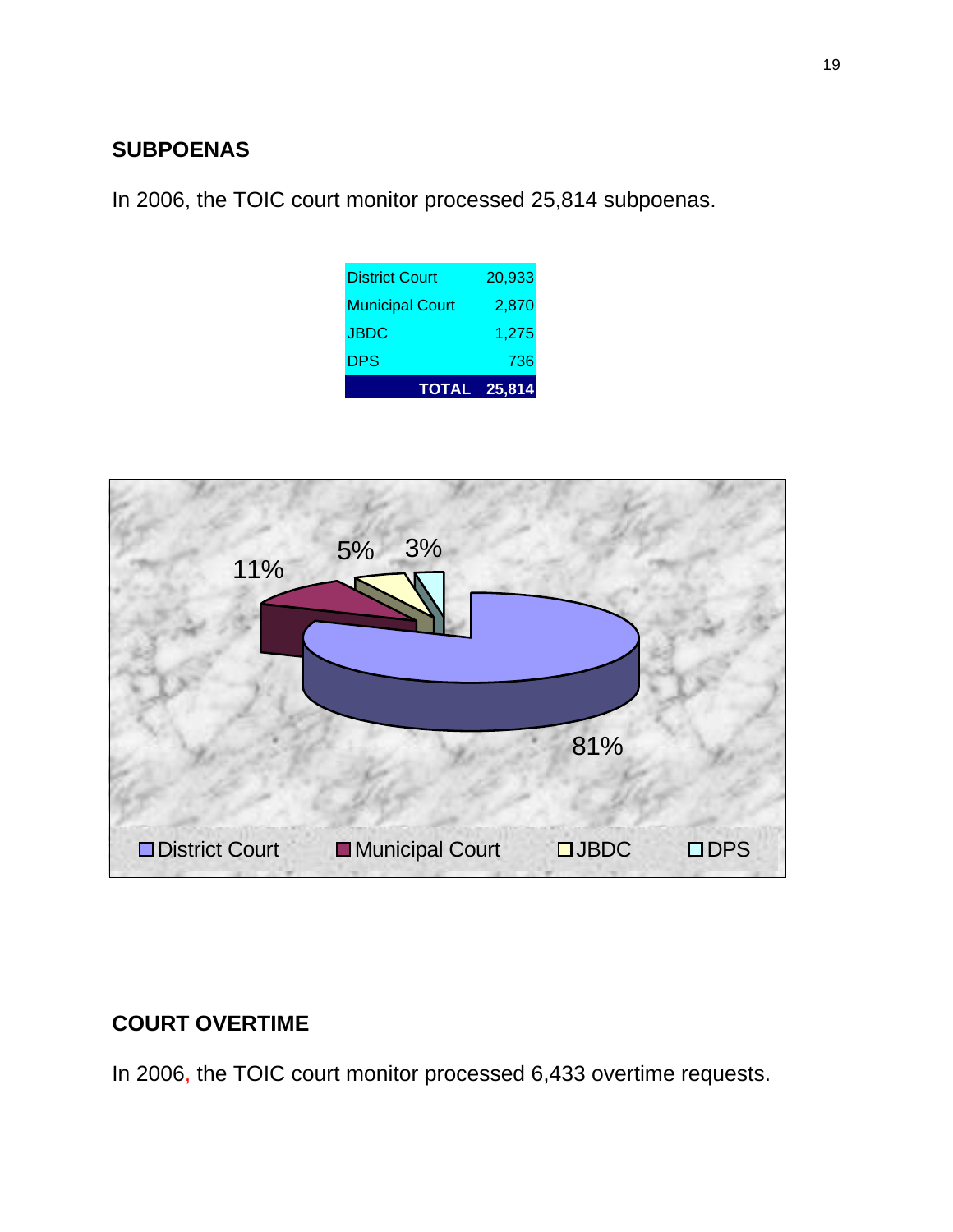## SUBPOENAS

In 2006, the TOIC court monitor processed 25,814 subpoenas.

| | |
|---|---|
| District Court | 20,933 |
| Municipal Court | 2,870 |
| JBDC | 1,275 |
| DPS | 736 |
| **TOTAL** | **25,814** |

11%
5%
3%
81%

District Court
Municipal Court
JBDC
DPS

## COURT OVERTIME

In 2006, the TOIC court monitor processed 6,433 overtime requests.